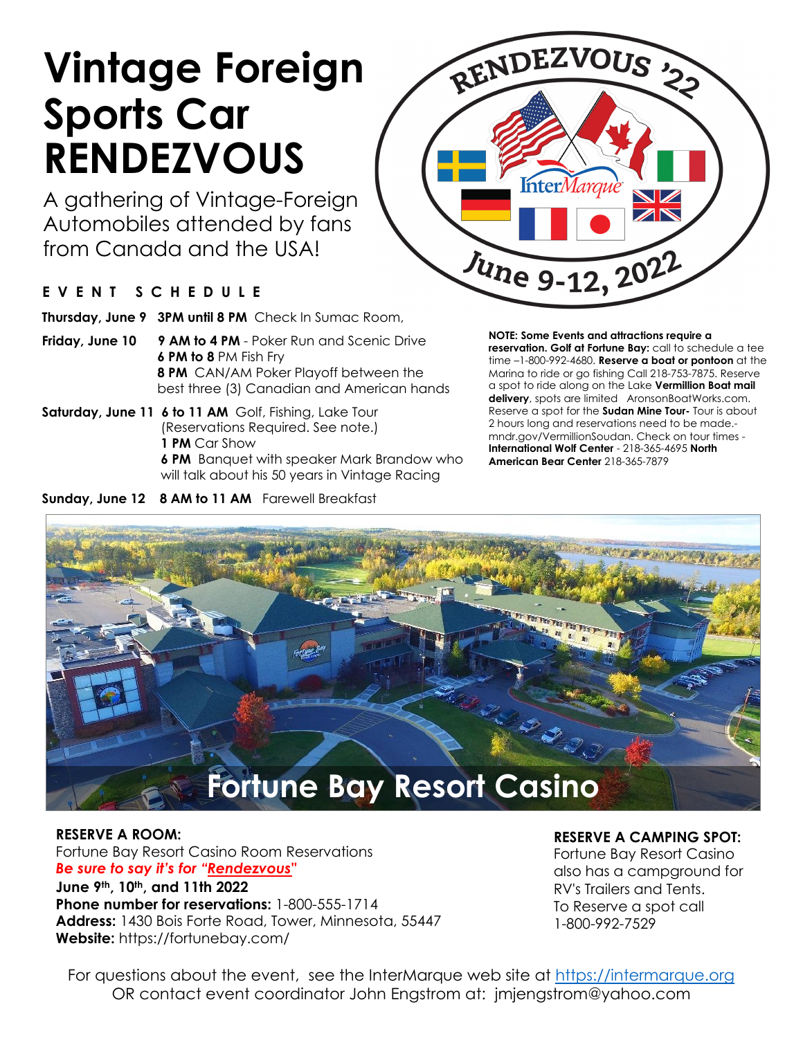# Vintage Foreign Sports Car RENDEZVOUS

A gathering of Vintage-Foreign Automobiles attended by fans from Canada and the USA!

RENDEZVOUS '22

InterMarque

June 9-12, 2022

## EVENT SCHEDULE

**Thursday, June 9** **3PM until 8 PM** Check In Sumac Room,

**Friday, June 10** **9 AM to 4 PM** - Poker Run and Scenic Drive
**6 PM to 8** PM Fish Fry
**8 PM** CAN/AM Poker Playoff between the best three (3) Canadian and American hands

**Saturday, June 11** **6 to 11 AM** Golf, Fishing, Lake Tour (Reservations Required. See note.)
**1 PM** Car Show
**6 PM** Banquet with speaker Mark Brandow who will talk about his 50 years in Vintage Racing

**Sunday, June 12** **8 AM to 11 AM** Farewell Breakfast

**NOTE: Some Events and attractions require a reservation. Golf at Fortune Bay:** call to schedule a tee time –1-800-992-4680. **Reserve a boat or pontoon** at the Marina to ride or go fishing Call 218-753-7875. Reserve a spot to ride along on the Lake **Vermillion Boat mail delivery**, spots are limited AronsonBoatWorks.com. Reserve a spot for the **Sudan Mine Tour-** Tour is about 2 hours long and reservations need to be made.- mndr.gov/VermillionSoudan. Check on tour times - **International Wolf Center** - 218-365-4695 **North American Bear Center** 218-365-7879

## Fortune Bay Resort Casino

**RESERVE A ROOM:**
Fortune Bay Resort Casino Room Reservations
***Be sure to say it's for "Rendezvous"***
**June 9th, 10th, and 11th 2022**
**Phone number for reservations:** 1-800-555-1714
**Address:** 1430 Bois Forte Road, Tower, Minnesota, 55447
**Website:** https://fortunebay.com/

**RESERVE A CAMPING SPOT:**
Fortune Bay Resort Casino also has a campground for RV's Trailers and Tents.
To Reserve a spot call 1-800-992-7529

For questions about the event, see the InterMarque web site at https://intermarque.org
OR contact event coordinator John Engstrom at: jmjengstrom@yahoo.com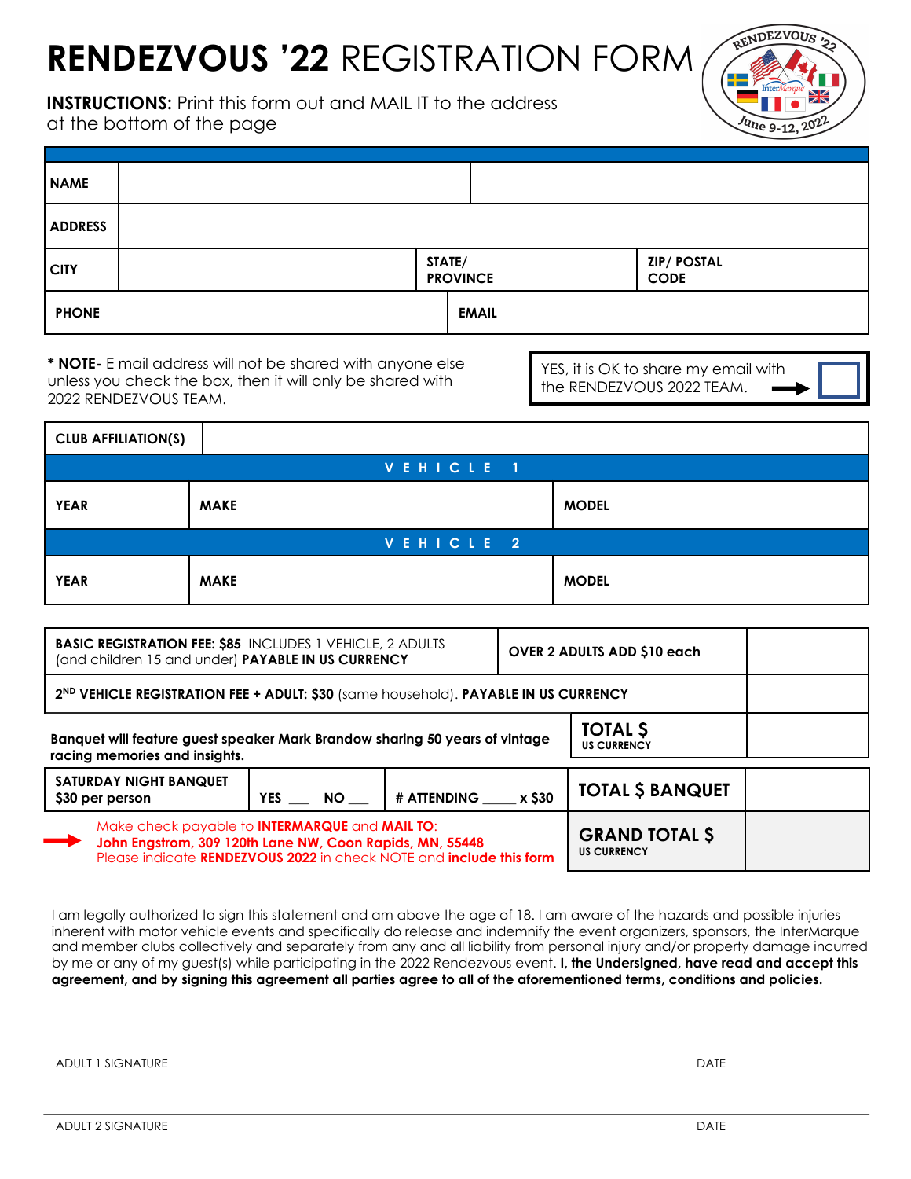# RENDEZVOUS '22 REGISTRATION FORM

**INSTRUCTIONS:** Print this form out and MAIL IT to the address at the bottom of the page

RENDEZVOUS '22
InterMarque
June 9-12, 2022

| **NAME** | | |
|---|---|---|
| **ADDRESS** | | |
| **CITY** | **STATE/ PROVINCE** | **ZIP/ POSTAL CODE** |
| **PHONE** | **EMAIL** | |

**\* NOTE-** E mail address will not be shared with anyone else unless you check the box, then it will only be shared with 2022 RENDEZVOUS TEAM.

YES, it is OK to share my email with the RENDEZVOUS 2022 TEAM. ➡ ☐

| **CLUB AFFILIATION(S)** | | |
|---|---|---|
| **VEHICLE 1** | | |
| **YEAR** | **MAKE** | **MODEL** |
| **VEHICLE 2** | | |
| **YEAR** | **MAKE** | **MODEL** |

| | | | |
|---|---|---|---|
| **BASIC REGISTRATION FEE: $85** INCLUDES 1 VEHICLE, 2 ADULTS (and children 15 and under) **PAYABLE IN US CURRENCY** | | **OVER 2 ADULTS ADD $10 each** | |
| **2ND VEHICLE REGISTRATION FEE + ADULT: $30** (same household). **PAYABLE IN US CURRENCY** | | | |
| **Banquet will feature guest speaker Mark Brandow sharing 50 years of vintage racing memories and insights.** | | **TOTAL $** US CURRENCY | |
| **SATURDAY NIGHT BANQUET $30 per person** | **YES \_\_\_ NO \_\_\_** | **# ATTENDING \_\_\_\_ x $30** | **TOTAL $ BANQUET** |
| ➡ Make check payable to **INTERMARQUE** and **MAIL TO:** **John Engstrom, 309 120th Lane NW, Coon Rapids, MN, 55448** Please indicate **RENDEZVOUS 2022** in check NOTE and **include this form** | | **GRAND TOTAL $** US CURRENCY | |

I am legally authorized to sign this statement and am above the age of 18. I am aware of the hazards and possible injuries inherent with motor vehicle events and specifically do release and indemnify the event organizers, sponsors, the InterMarque and member clubs collectively and separately from any and all liability from personal injury and/or property damage incurred by me or any of my guest(s) while participating in the 2022 Rendezvous event. **I, the Undersigned, have read and accept this agreement, and by signing this agreement all parties agree to all of the aforementioned terms, conditions and policies.**

ADULT 1 SIGNATURE ______________________ DATE ________

ADULT 2 SIGNATURE ______________________ DATE ________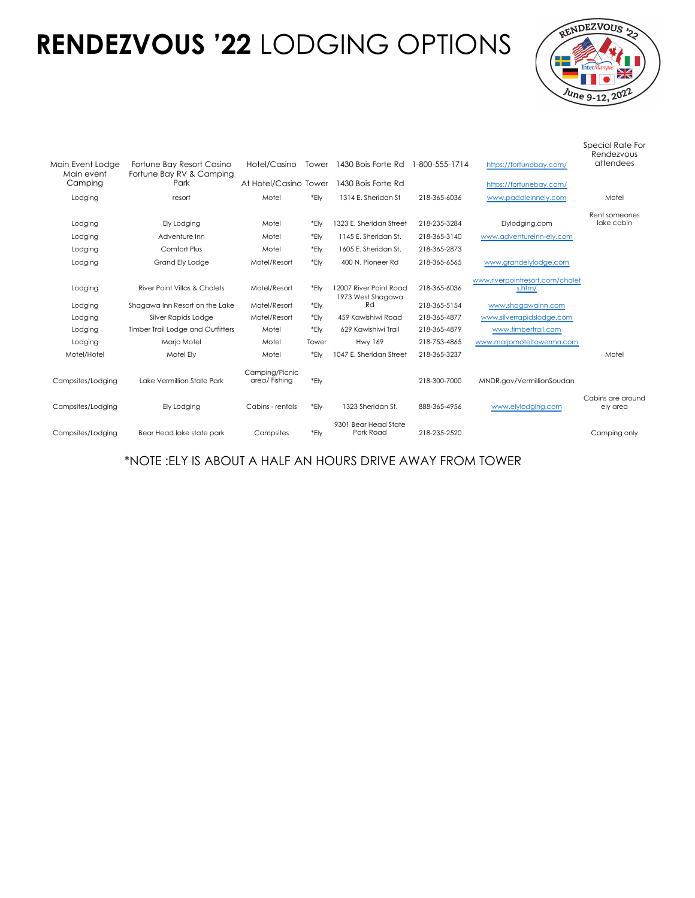# **RENDEZVOUS '22** LODGING OPTIONS

| | | | | | | | Special Rate For Rendezvous attendees |
|---|---|---|---|---|---|---|---|
| Main Event Lodge Main event Camping | Fortune Bay Resort Casino Fortune Bay RV & Camping Park | Hotel/Casino At Hotel/Casino | Tower Tower | 1430 Bois Forte Rd 1430 Bois Forte Rd | 1-800-555-1714 | https://fortunebay.com/ https://fortunebay.com/ | |
| Lodging | resort | Motel | *Ely | 1314 E. Sheridan St | 218-365-6036 | www.paddleinnely.com | Motel |
| Lodging | Ely Lodging | Motel | *Ely | 1323 E. Sheridan Street | 218-235-3284 | Elylodging.com | Rent someones lake cabin |
| Lodging | Adventure Inn | Motel | *Ely | 1145 E. Sheridan St. | 218-365-3140 | www.adventureinn-ely.com | |
| Lodging | Comfort Plus | Motel | *Ely | 1605 E. Sheridan St. | 218-365-2873 | | |
| Lodging | Grand Ely Lodge | Motel/Resort | *Ely | 400 N. Pioneer Rd | 218-365-6565 | www.grandelylodge.com | |
| Lodging | River Point Villas & Chalets | Motel/Resort | *Ely | 12007 River Point Road | 218-365-6036 | www.riverpointresort.com/chalets.htm/ | |
| Lodging | Shagawa Inn Resort on the Lake | Motel/Resort | *Ely | 1973 West Shagawa Rd | 218-365-5154 | www.shagawainn.com | |
| Lodging | Silver Rapids Lodge | Motel/Resort | *Ely | 459 Kawishiwi Road | 218-365-4877 | www.silverrapidslodge.com | |
| Lodging | Timber Trail Lodge and Outfitters | Motel | *Ely | 629 Kawishiwi Trail | 218-365-4879 | www.timbertrail.com | |
| Lodging | Marjo Motel | Motel | Tower | Hwy 169 | 218-753-4865 | www.marjomoteltowermn.com | |
| Motel/Hotel | Motel Ely | Motel | *Ely | 1047 E. Sheridan Street | 218-365-3237 | | Motel |
| Campsites/Lodging | Lake Vermillion State Park | Camping/Picnic area/ Fishing | *Ely | | 218-300-7000 | MNDR.gov/VermillionSoudan | |
| Campsites/Lodging | Ely Lodging | Cabins - rentals | *Ely | 1323 Sheridan St. | 888-365-4956 | www.elylodging.com | Cabins are around ely area |
| Campsites/Lodging | Bear Head lake state park | Campsites | *Ely | 9301 Bear Head State Park Road | 218-235-2520 | | Camping only |

*NOTE :ELY IS ABOUT A HALF AN HOURS DRIVE AWAY FROM TOWER